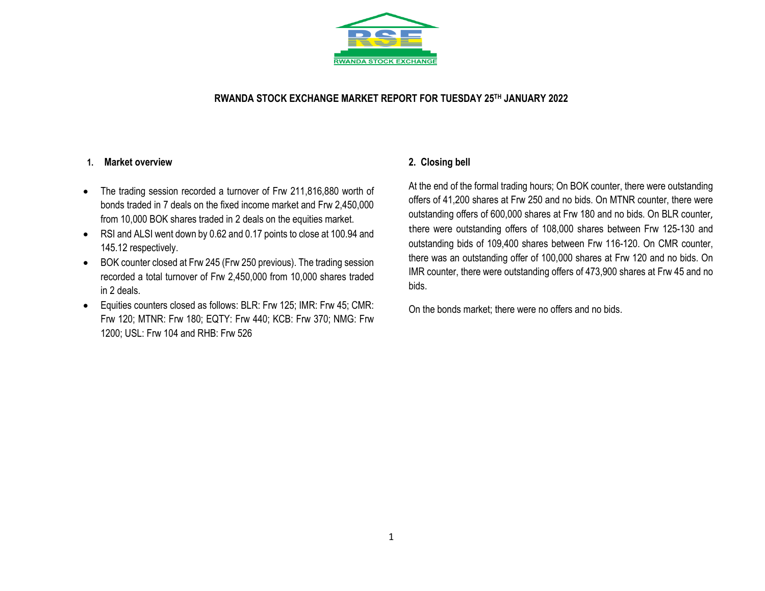# RWANDA STOCK EXCHANGE MARKET REPORT FOR TUESDAY 25TH JANUARY 2022

## 1. Market overview

- The trading session recorded a turnover of Frw 211,816,880 worth of bonds traded in 7 deals on the fixed income market and Frw 2,450,000 from 10,000 BOK shares traded in 2 deals on the equities market.
- RSI and ALSI went down by 0.62 and 0.17 points to close at 100.94 and 145.12 respectively.
- BOK counter closed at Frw 245 (Frw 250 previous). The trading session recorded a total turnover of Frw 2,450,000 from 10,000 shares traded in 2 deals.
- Equities counters closed as follows: BLR: Frw 125; IMR: Frw 45; CMR: Frw 120; MTNR: Frw 180; EQTY: Frw 440; KCB: Frw 370; NMG: Frw 1200; USL: Frw 104 and RHB: Frw 526

## 2. Closing bell

At the end of the formal trading hours; On BOK counter, there were outstanding offers of 41,200 shares at Frw 250 and no bids. On MTNR counter, there were outstanding offers of 600,000 shares at Frw 180 and no bids. On BLR counter, there were outstanding offers of 108,000 shares between Frw 125-130 and outstanding bids of 109,400 shares between Frw 116-120. On CMR counter, there was an outstanding offer of 100,000 shares at Frw 120 and no bids. On IMR counter, there were outstanding offers of 473,900 shares at Frw 45 and no bids.

On the bonds market; there were no offers and no bids.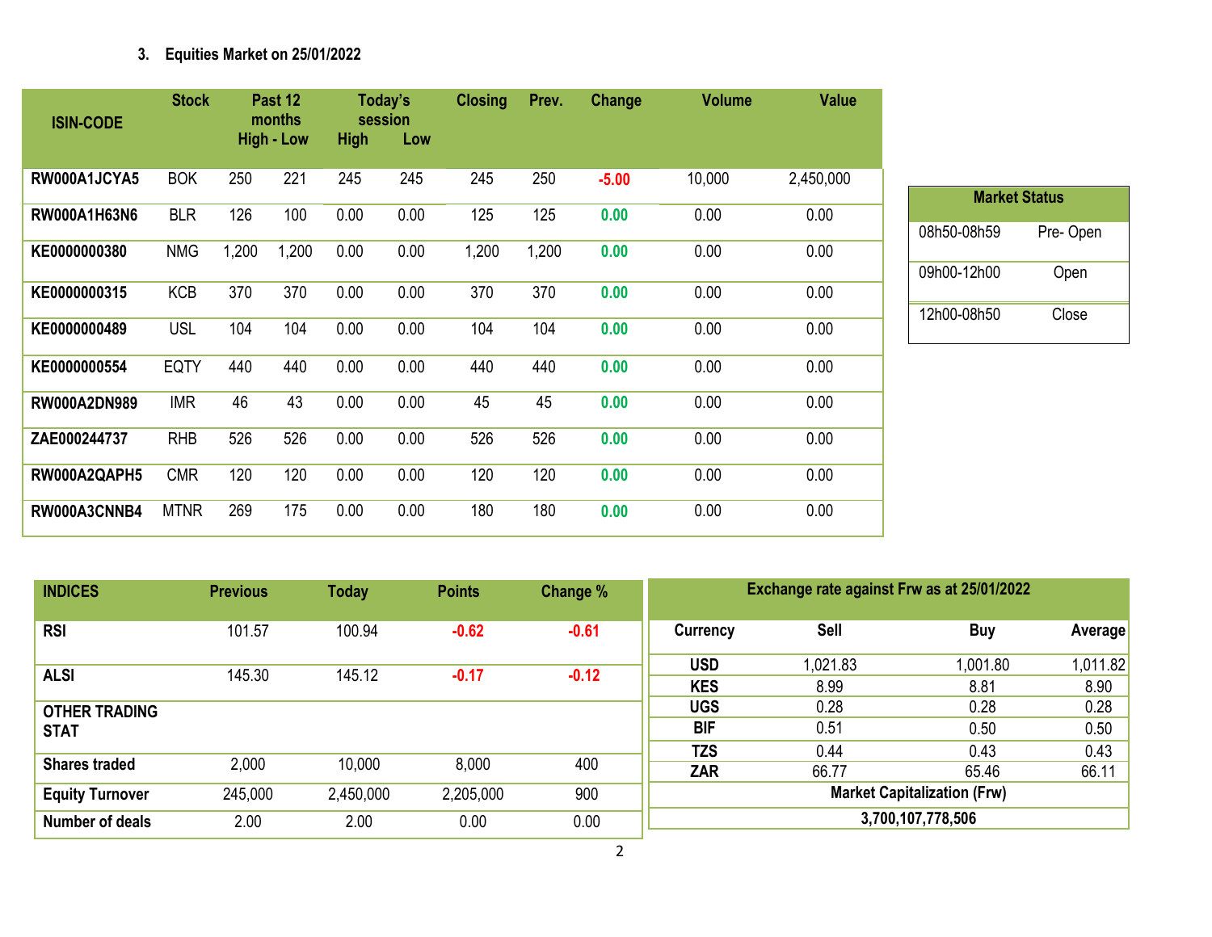### 3. Equities Market on 25/01/2022

| ISIN-CODE | Stock | Past 12 months High - Low | | Today's session High | Low | Closing | Prev. | Change | Volume | Value |
|---|---|---|---|---|---|---|---|---|---|---|
| RW000A1JCYA5 | BOK | 250 | 221 | 245 | 245 | 245 | 250 | -5.00 | 10,000 | 2,450,000 |
| RW000A1H63N6 | BLR | 126 | 100 | 0.00 | 0.00 | 125 | 125 | 0.00 | 0.00 | 0.00 |
| KE0000000380 | NMG | 1,200 | 1,200 | 0.00 | 0.00 | 1,200 | 1,200 | 0.00 | 0.00 | 0.00 |
| KE0000000315 | KCB | 370 | 370 | 0.00 | 0.00 | 370 | 370 | 0.00 | 0.00 | 0.00 |
| KE0000000489 | USL | 104 | 104 | 0.00 | 0.00 | 104 | 104 | 0.00 | 0.00 | 0.00 |
| KE0000000554 | EQTY | 440 | 440 | 0.00 | 0.00 | 440 | 440 | 0.00 | 0.00 | 0.00 |
| RW000A2DN989 | IMR | 46 | 43 | 0.00 | 0.00 | 45 | 45 | 0.00 | 0.00 | 0.00 |
| ZAE000244737 | RHB | 526 | 526 | 0.00 | 0.00 | 526 | 526 | 0.00 | 0.00 | 0.00 |
| RW000A2QAPH5 | CMR | 120 | 120 | 0.00 | 0.00 | 120 | 120 | 0.00 | 0.00 | 0.00 |
| RW000A3CNNB4 | MTNR | 269 | 175 | 0.00 | 0.00 | 180 | 180 | 0.00 | 0.00 | 0.00 |

| Market Status | |
|---|---|
| 08h50-08h59 | Pre- Open |
| 09h00-12h00 | Open |
| 12h00-08h50 | Close |

| INDICES | Previous | Today | Points | Change % |
|---|---|---|---|---|
| RSI | 101.57 | 100.94 | -0.62 | -0.61 |
| ALSI | 145.30 | 145.12 | -0.17 | -0.12 |
| OTHER TRADING STAT | | | | |
| Shares traded | 2,000 | 10,000 | 8,000 | 400 |
| Equity Turnover | 245,000 | 2,450,000 | 2,205,000 | 900 |
| Number of deals | 2.00 | 2.00 | 0.00 | 0.00 |

| Exchange rate against Frw as at 25/01/2022 | | | |
|---|---|---|---|
| Currency | Sell | Buy | Average |
| USD | 1,021.83 | 1,001.80 | 1,011.82 |
| KES | 8.99 | 8.81 | 8.90 |
| UGS | 0.28 | 0.28 | 0.28 |
| BIF | 0.51 | 0.50 | 0.50 |
| TZS | 0.44 | 0.43 | 0.43 |
| ZAR | 66.77 | 65.46 | 66.11 |
| Market Capitalization (Frw) | | | |
| 3,700,107,778,506 | | | |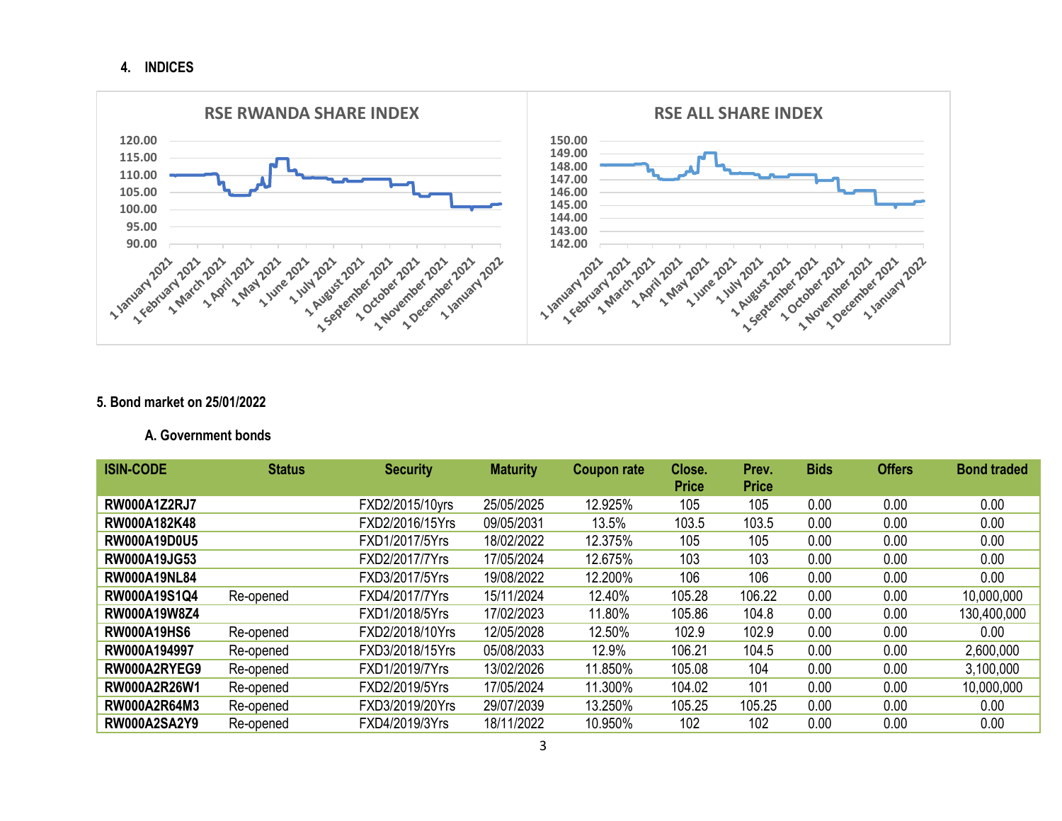## 4. INDICES

RSE RWANDA SHARE INDEX

RSE ALL SHARE INDEX

## 5. Bond market on 25/01/2022

### A. Government bonds

| ISIN-CODE | Status | Security | Maturity | Coupon rate | Close. Price | Prev. Price | Bids | Offers | Bond traded |
|---|---|---|---|---|---|---|---|---|---|
| RW000A1Z2RJ7 | | FXD2/2015/10yrs | 25/05/2025 | 12.925% | 105 | 105 | 0.00 | 0.00 | 0.00 |
| RW000A182K48 | | FXD2/2016/15Yrs | 09/05/2031 | 13.5% | 103.5 | 103.5 | 0.00 | 0.00 | 0.00 |
| RW000A19D0U5 | | FXD1/2017/5Yrs | 18/02/2022 | 12.375% | 105 | 105 | 0.00 | 0.00 | 0.00 |
| RW000A19JG53 | | FXD2/2017/7Yrs | 17/05/2024 | 12.675% | 103 | 103 | 0.00 | 0.00 | 0.00 |
| RW000A19NL84 | | FXD3/2017/5Yrs | 19/08/2022 | 12.200% | 106 | 106 | 0.00 | 0.00 | 0.00 |
| RW000A19S1Q4 | Re-opened | FXD4/2017/7Yrs | 15/11/2024 | 12.40% | 105.28 | 106.22 | 0.00 | 0.00 | 10,000,000 |
| RW000A19W8Z4 | | FXD1/2018/5Yrs | 17/02/2023 | 11.80% | 105.86 | 104.8 | 0.00 | 0.00 | 130,400,000 |
| RW000A19HS6 | Re-opened | FXD2/2018/10Yrs | 12/05/2028 | 12.50% | 102.9 | 102.9 | 0.00 | 0.00 | 0.00 |
| RW000A194997 | Re-opened | FXD3/2018/15Yrs | 05/08/2033 | 12.9% | 106.21 | 104.5 | 0.00 | 0.00 | 2,600,000 |
| RW000A2RYEG9 | Re-opened | FXD1/2019/7Yrs | 13/02/2026 | 11.850% | 105.08 | 104 | 0.00 | 0.00 | 3,100,000 |
| RW000A2R26W1 | Re-opened | FXD2/2019/5Yrs | 17/05/2024 | 11.300% | 104.02 | 101 | 0.00 | 0.00 | 10,000,000 |
| RW000A2R64M3 | Re-opened | FXD3/2019/20Yrs | 29/07/2039 | 13.250% | 105.25 | 105.25 | 0.00 | 0.00 | 0.00 |
| RW000A2SA2Y9 | Re-opened | FXD4/2019/3Yrs | 18/11/2022 | 10.950% | 102 | 102 | 0.00 | 0.00 | 0.00 |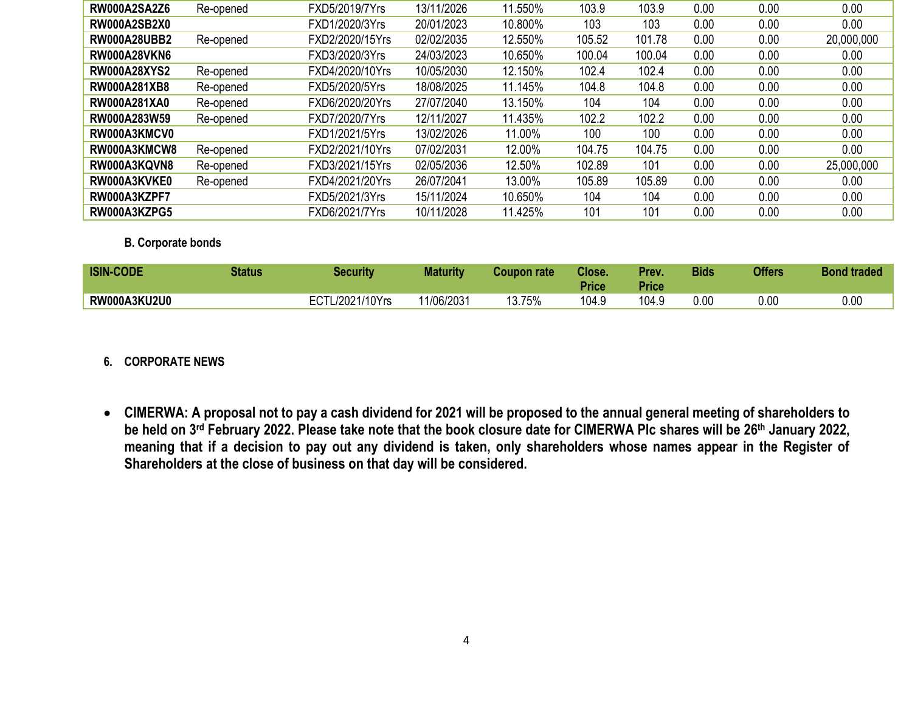| | | | | | | | | | |
|---|---|---|---|---|---|---|---|---|---|
| **RW000A2SA2Z6** | Re-opened | FXD5/2019/7Yrs | 13/11/2026 | 11.550% | 103.9 | 103.9 | 0.00 | 0.00 | 0.00 |
| **RW000A2SB2X0** | | FXD1/2020/3Yrs | 20/01/2023 | 10.800% | 103 | 103 | 0.00 | 0.00 | 0.00 |
| **RW000A28UBB2** | Re-opened | FXD2/2020/15Yrs | 02/02/2035 | 12.550% | 105.52 | 101.78 | 0.00 | 0.00 | 20,000,000 |
| **RW000A28VKN6** | | FXD3/2020/3Yrs | 24/03/2023 | 10.650% | 100.04 | 100.04 | 0.00 | 0.00 | 0.00 |
| **RW000A28XYS2** | Re-opened | FXD4/2020/10Yrs | 10/05/2030 | 12.150% | 102.4 | 102.4 | 0.00 | 0.00 | 0.00 |
| **RW000A281XB8** | Re-opened | FXD5/2020/5Yrs | 18/08/2025 | 11.145% | 104.8 | 104.8 | 0.00 | 0.00 | 0.00 |
| **RW000A281XA0** | Re-opened | FXD6/2020/20Yrs | 27/07/2040 | 13.150% | 104 | 104 | 0.00 | 0.00 | 0.00 |
| **RW000A283W59** | Re-opened | FXD7/2020/7Yrs | 12/11/2027 | 11.435% | 102.2 | 102.2 | 0.00 | 0.00 | 0.00 |
| **RW000A3KMCV0** | | FXD1/2021/5Yrs | 13/02/2026 | 11.00% | 100 | 100 | 0.00 | 0.00 | 0.00 |
| **RW000A3KMCW8** | Re-opened | FXD2/2021/10Yrs | 07/02/2031 | 12.00% | 104.75 | 104.75 | 0.00 | 0.00 | 0.00 |
| **RW000A3KQVN8** | Re-opened | FXD3/2021/15Yrs | 02/05/2036 | 12.50% | 102.89 | 101 | 0.00 | 0.00 | 25,000,000 |
| **RW000A3KVKE0** | Re-opened | FXD4/2021/20Yrs | 26/07/2041 | 13.00% | 105.89 | 105.89 | 0.00 | 0.00 | 0.00 |
| **RW000A3KZPF7** | | FXD5/2021/3Yrs | 15/11/2024 | 10.650% | 104 | 104 | 0.00 | 0.00 | 0.00 |
| **RW000A3KZPG5** | | FXD6/2021/7Yrs | 10/11/2028 | 11.425% | 101 | 101 | 0.00 | 0.00 | 0.00 |

**B. Corporate bonds**

| ISIN-CODE | Status | Security | Maturity | Coupon rate | Close. Price | Prev. Price | Bids | Offers | Bond traded |
|---|---|---|---|---|---|---|---|---|---|
| **RW000A3KU2U0** | | ECTL/2021/10Yrs | 11/06/2031 | 13.75% | 104.9 | 104.9 | 0.00 | 0.00 | 0.00 |

## 6. CORPORATE NEWS

- **CIMERWA: A proposal not to pay a cash dividend for 2021 will be proposed to the annual general meeting of shareholders to be held on 3rd February 2022. Please take note that the book closure date for CIMERWA Plc shares will be 26th January 2022, meaning that if a decision to pay out any dividend is taken, only shareholders whose names appear in the Register of Shareholders at the close of business on that day will be considered.**